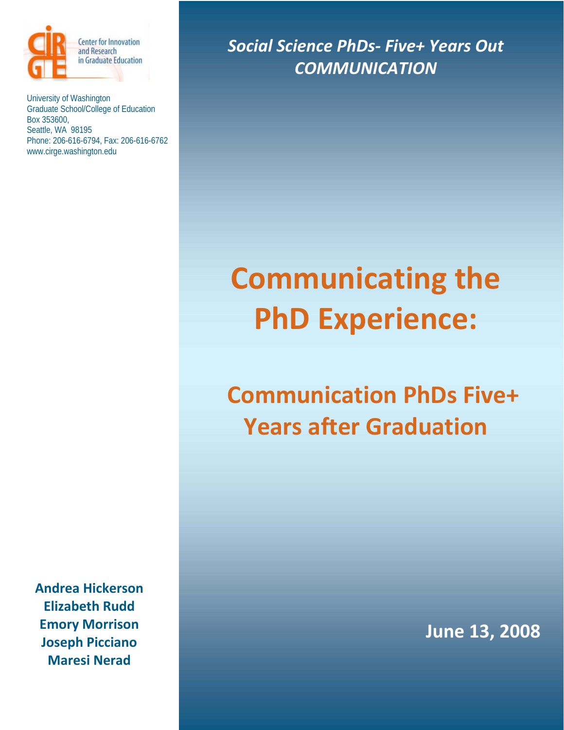Center for Innovation and Research in Graduate Education

University of Washington
Graduate School/College of Education
Box 353600,
Seattle, WA 98195
Phone: 206-616-6794, Fax: 206-616-6762
www.cirge.washington.edu

*Social Science PhDs- Five+ Years Out*
*COMMUNICATION*

# Communicating the PhD Experience:

## Communication PhDs Five+ Years after Graduation

**Andrea Hickerson**
**Elizabeth Rudd**
**Emory Morrison**
**Joseph Picciano**
**Maresi Nerad**

**June 13, 2008**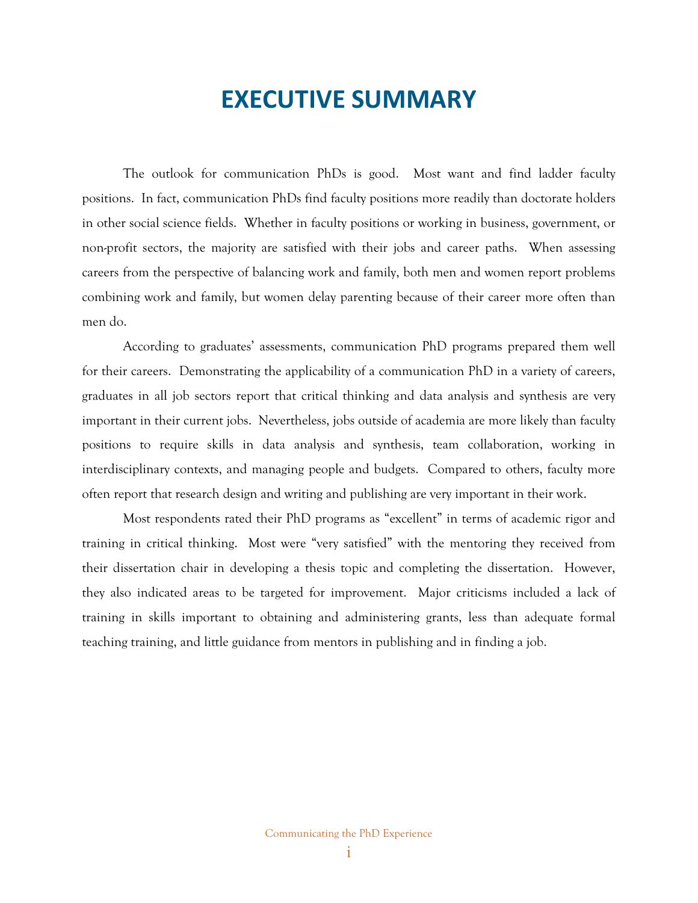# EXECUTIVE SUMMARY

The outlook for communication PhDs is good. Most want and find ladder faculty positions. In fact, communication PhDs find faculty positions more readily than doctorate holders in other social science fields. Whether in faculty positions or working in business, government, or non-profit sectors, the majority are satisfied with their jobs and career paths. When assessing careers from the perspective of balancing work and family, both men and women report problems combining work and family, but women delay parenting because of their career more often than men do.

According to graduates' assessments, communication PhD programs prepared them well for their careers. Demonstrating the applicability of a communication PhD in a variety of careers, graduates in all job sectors report that critical thinking and data analysis and synthesis are very important in their current jobs. Nevertheless, jobs outside of academia are more likely than faculty positions to require skills in data analysis and synthesis, team collaboration, working in interdisciplinary contexts, and managing people and budgets. Compared to others, faculty more often report that research design and writing and publishing are very important in their work.

Most respondents rated their PhD programs as "excellent" in terms of academic rigor and training in critical thinking. Most were "very satisfied" with the mentoring they received from their dissertation chair in developing a thesis topic and completing the dissertation. However, they also indicated areas to be targeted for improvement. Major criticisms included a lack of training in skills important to obtaining and administering grants, less than adequate formal teaching training, and little guidance from mentors in publishing and in finding a job.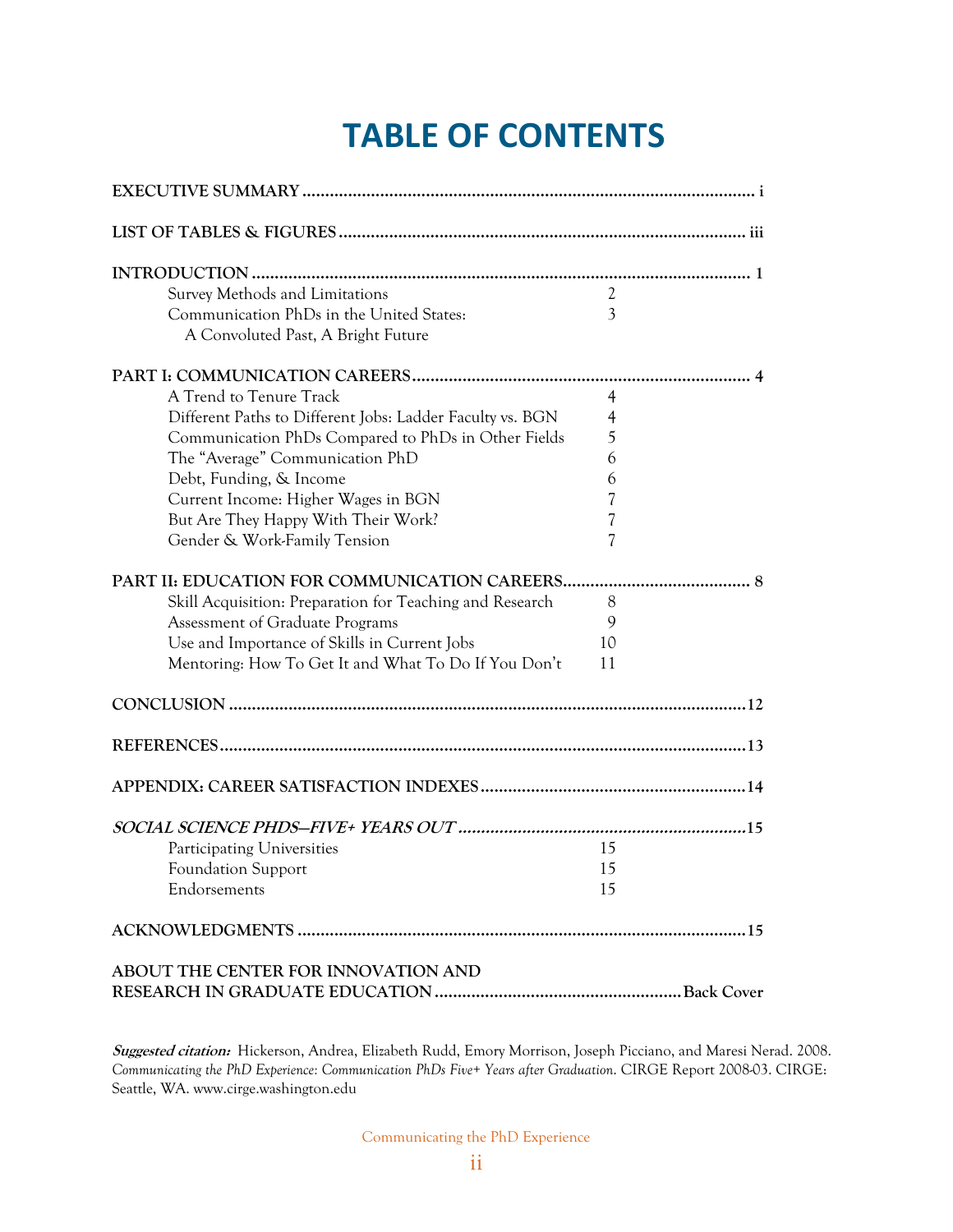# TABLE OF CONTENTS

| | |
|---|---|
| **EXECUTIVE SUMMARY** | **i** |
| **LIST OF TABLES & FIGURES** | **iii** |
| **INTRODUCTION** | **1** |
| Survey Methods and Limitations | 2 |
| Communication PhDs in the United States: A Convoluted Past, A Bright Future | 3 |
| **PART I: COMMUNICATION CAREERS** | **4** |
| A Trend to Tenure Track | 4 |
| Different Paths to Different Jobs: Ladder Faculty vs. BGN | 4 |
| Communication PhDs Compared to PhDs in Other Fields | 5 |
| The "Average" Communication PhD | 6 |
| Debt, Funding, & Income | 6 |
| Current Income: Higher Wages in BGN | 7 |
| But Are They Happy With Their Work? | 7 |
| Gender & Work-Family Tension | 7 |
| **PART II: EDUCATION FOR COMMUNICATION CAREERS** | **8** |
| Skill Acquisition: Preparation for Teaching and Research | 8 |
| Assessment of Graduate Programs | 9 |
| Use and Importance of Skills in Current Jobs | 10 |
| Mentoring: How To Get It and What To Do If You Don't | 11 |
| **CONCLUSION** | **12** |
| **REFERENCES** | **13** |
| **APPENDIX: CAREER SATISFACTION INDEXES** | **14** |
| ***SOCIAL SCIENCE PHDS—FIVE+ YEARS OUT*** | **15** |
| Participating Universities | 15 |
| Foundation Support | 15 |
| Endorsements | 15 |
| **ACKNOWLEDGMENTS** | **15** |
| **ABOUT THE CENTER FOR INNOVATION AND RESEARCH IN GRADUATE EDUCATION** | **Back Cover** |

***Suggested citation:*** Hickerson, Andrea, Elizabeth Rudd, Emory Morrison, Joseph Picciano, and Maresi Nerad. 2008. *Communicating the PhD Experience: Communication PhDs Five+ Years after Graduation.* CIRGE Report 2008-03. CIRGE: Seattle, WA. www.cirge.washington.edu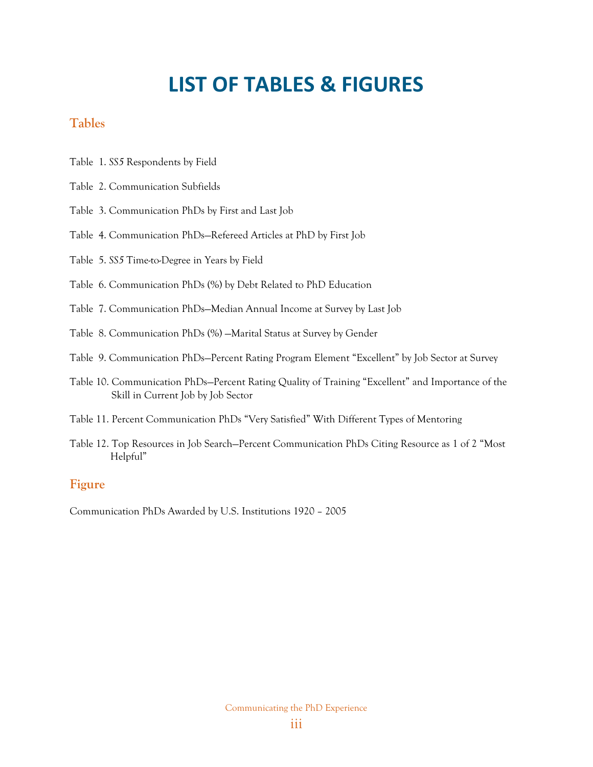# LIST OF TABLES & FIGURES

## Tables

Table 1. *SS5* Respondents by Field

Table 2. Communication Subfields

Table 3. Communication PhDs by First and Last Job

Table 4. Communication PhDs—Refereed Articles at PhD by First Job

Table 5. *SS5* Time-to-Degree in Years by Field

Table 6. Communication PhDs (%) by Debt Related to PhD Education

Table 7. Communication PhDs—Median Annual Income at Survey by Last Job

Table 8. Communication PhDs (%) —Marital Status at Survey by Gender

Table 9. Communication PhDs—Percent Rating Program Element "Excellent" by Job Sector at Survey

Table 10. Communication PhDs—Percent Rating Quality of Training "Excellent" and Importance of the Skill in Current Job by Job Sector

Table 11. Percent Communication PhDs "Very Satisfied" With Different Types of Mentoring

Table 12. Top Resources in Job Search—Percent Communication PhDs Citing Resource as 1 of 2 "Most Helpful"

## Figure

Communication PhDs Awarded by U.S. Institutions 1920 – 2005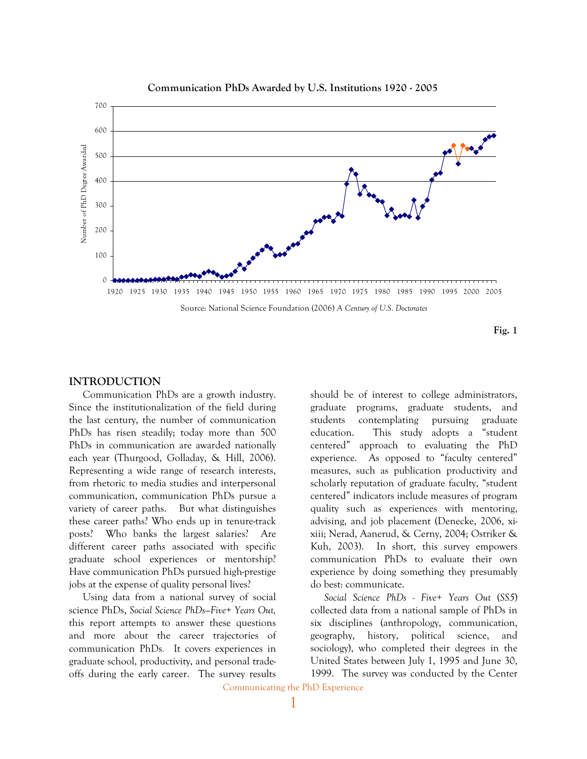**Communication PhDs Awarded by U.S. Institutions 1920 - 2005**

Source: National Science Foundation (2006) *A Century of U.S. Doctorates*

**Fig. 1**

## INTRODUCTION

Communication PhDs are a growth industry. Since the institutionalization of the field during the last century, the number of communication PhDs has risen steadily; today more than 500 PhDs in communication are awarded nationally each year (Thurgood, Golladay, & Hill, 2006). Representing a wide range of research interests, from rhetoric to media studies and interpersonal communication, communication PhDs pursue a variety of career paths. But what distinguishes these career paths? Who ends up in tenure-track posts? Who banks the largest salaries? Are different career paths associated with specific graduate school experiences or mentorship? Have communication PhDs pursued high-prestige jobs at the expense of quality personal lives?

Using data from a national survey of social science PhDs, *Social Science PhDs–Five+ Years Out,* this report attempts to answer these questions and more about the career trajectories of communication PhDs. It covers experiences in graduate school, productivity, and personal trade-offs during the early career. The survey results should be of interest to college administrators, graduate programs, graduate students, and students contemplating pursuing graduate education. This study adopts a "student centered" approach to evaluating the PhD experience. As opposed to "faculty centered" measures, such as publication productivity and scholarly reputation of graduate faculty, "student centered" indicators include measures of program quality such as experiences with mentoring, advising, and job placement (Denecke, 2006, xi-xiii; Nerad, Aanerud, & Cerny, 2004; Ostriker & Kuh, 2003). In short, this survey empowers communication PhDs to evaluate their own experience by doing something they presumably do best: communicate.

*Social Science PhDs - Five+ Years Out* (*SS5*) collected data from a national sample of PhDs in six disciplines (anthropology, communication, geography, history, political science, and sociology), who completed their degrees in the United States between July 1, 1995 and June 30, 1999. The survey was conducted by the Center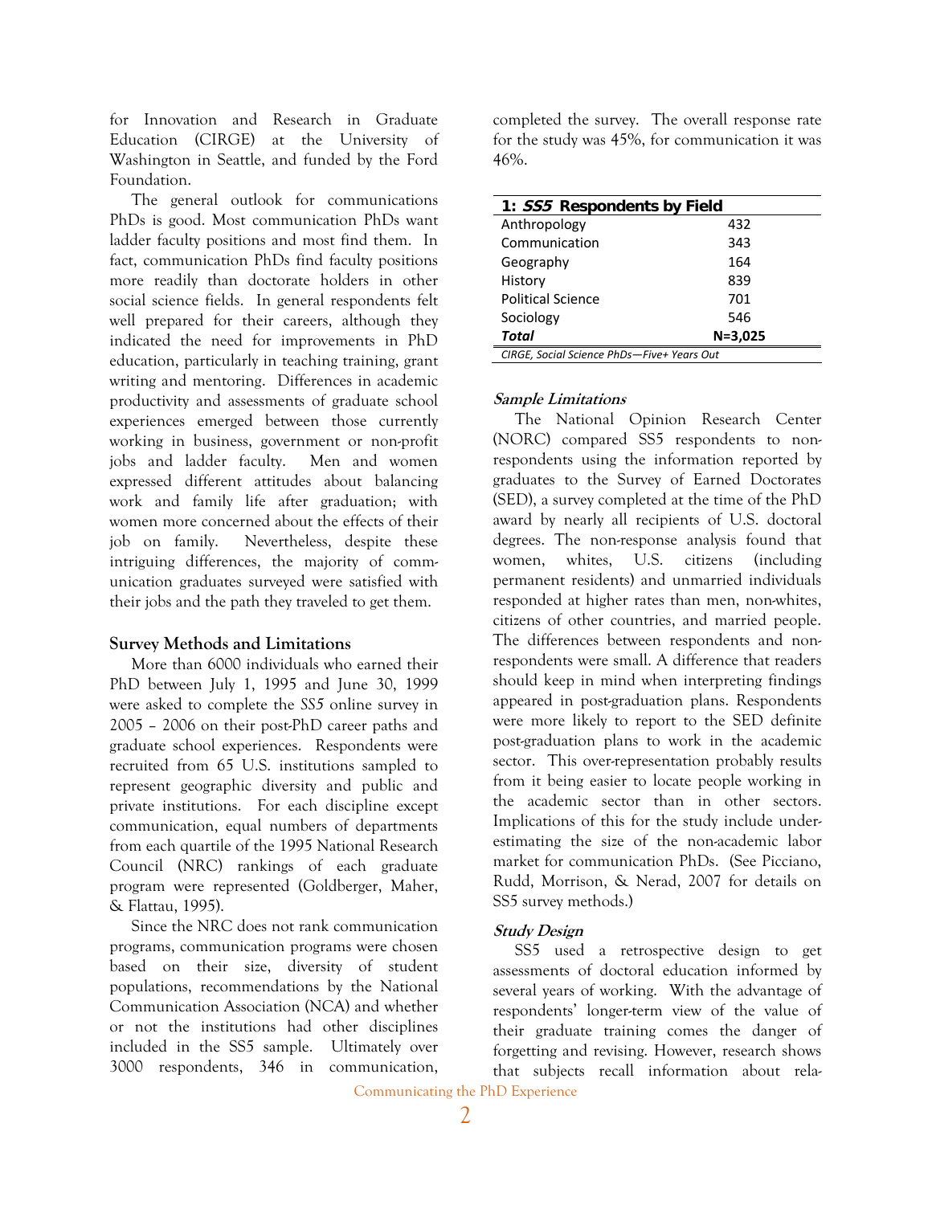for Innovation and Research in Graduate Education (CIRGE) at the University of Washington in Seattle, and funded by the Ford Foundation.

The general outlook for communications PhDs is good. Most communication PhDs want ladder faculty positions and most find them. In fact, communication PhDs find faculty positions more readily than doctorate holders in other social science fields. In general respondents felt well prepared for their careers, although they indicated the need for improvements in PhD education, particularly in teaching training, grant writing and mentoring. Differences in academic productivity and assessments of graduate school experiences emerged between those currently working in business, government or non-profit jobs and ladder faculty. Men and women expressed different attitudes about balancing work and family life after graduation; with women more concerned about the effects of their job on family. Nevertheless, despite these intriguing differences, the majority of communication graduates surveyed were satisfied with their jobs and the path they traveled to get them.

## Survey Methods and Limitations

More than 6000 individuals who earned their PhD between July 1, 1995 and June 30, 1999 were asked to complete the *SS5* online survey in 2005 – 2006 on their post-PhD career paths and graduate school experiences. Respondents were recruited from 65 U.S. institutions sampled to represent geographic diversity and public and private institutions. For each discipline except communication, equal numbers of departments from each quartile of the 1995 National Research Council (NRC) rankings of each graduate program were represented (Goldberger, Maher, & Flattau, 1995).

Since the NRC does not rank communication programs, communication programs were chosen based on their size, diversity of student populations, recommendations by the National Communication Association (NCA) and whether or not the institutions had other disciplines included in the SS5 sample. Ultimately over 3000 respondents, 346 in communication, completed the survey. The overall response rate for the study was 45%, for communication it was 46%.

**1: *SS5* Respondents by Field**

| Field | Respondents |
|---|---|
| Anthropology | 432 |
| Communication | 343 |
| Geography | 164 |
| History | 839 |
| Political Science | 701 |
| Sociology | 546 |
| ***Total*** | **N=3,025** |

*CIRGE, Social Science PhDs—Five+ Years Out*

### *Sample Limitations*

The National Opinion Research Center (NORC) compared SS5 respondents to non-respondents using the information reported by graduates to the Survey of Earned Doctorates (SED), a survey completed at the time of the PhD award by nearly all recipients of U.S. doctoral degrees. The non-response analysis found that women, whites, U.S. citizens (including permanent residents) and unmarried individuals responded at higher rates than men, non-whites, citizens of other countries, and married people. The differences between respondents and non-respondents were small. A difference that readers should keep in mind when interpreting findings appeared in post-graduation plans. Respondents were more likely to report to the SED definite post-graduation plans to work in the academic sector. This over-representation probably results from it being easier to locate people working in the academic sector than in other sectors. Implications of this for the study include under-estimating the size of the non-academic labor market for communication PhDs. (See Picciano, Rudd, Morrison, & Nerad, 2007 for details on SS5 survey methods.)

### *Study Design*

SS5 used a retrospective design to get assessments of doctoral education informed by several years of working. With the advantage of respondents' longer-term view of the value of their graduate training comes the danger of forgetting and revising. However, research shows that subjects recall information about rela-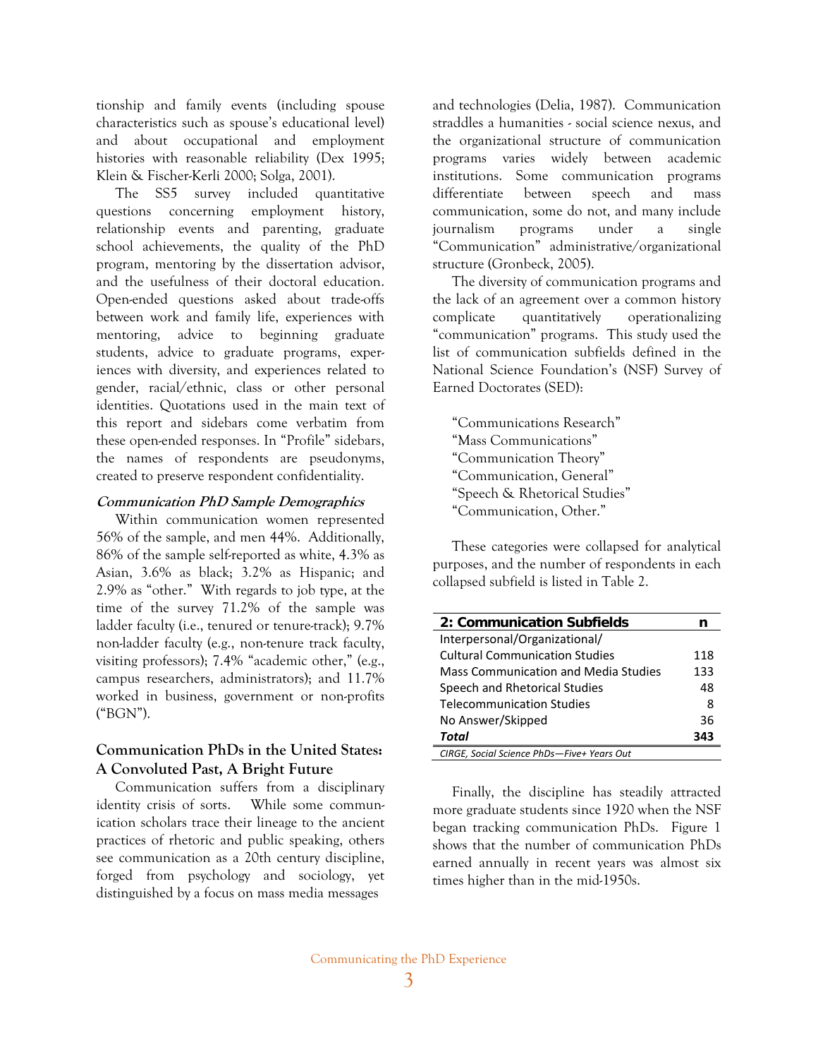tionship and family events (including spouse characteristics such as spouse's educational level) and about occupational and employment histories with reasonable reliability (Dex 1995; Klein & Fischer-Kerli 2000; Solga, 2001).

The SS5 survey included quantitative questions concerning employment history, relationship events and parenting, graduate school achievements, the quality of the PhD program, mentoring by the dissertation advisor, and the usefulness of their doctoral education. Open-ended questions asked about trade-offs between work and family life, experiences with mentoring, advice to beginning graduate students, advice to graduate programs, experiences with diversity, and experiences related to gender, racial/ethnic, class or other personal identities. Quotations used in the main text of this report and sidebars come verbatim from these open-ended responses. In "Profile" sidebars, the names of respondents are pseudonyms, created to preserve respondent confidentiality.

#### *Communication PhD Sample Demographics*

Within communication women represented 56% of the sample, and men 44%. Additionally, 86% of the sample self-reported as white, 4.3% as Asian, 3.6% as black; 3.2% as Hispanic; and 2.9% as "other." With regards to job type, at the time of the survey 71.2% of the sample was ladder faculty (i.e., tenured or tenure-track); 9.7% non-ladder faculty (e.g., non-tenure track faculty, visiting professors); 7.4% "academic other," (e.g., campus researchers, administrators); and 11.7% worked in business, government or non-profits ("BGN").

### Communication PhDs in the United States: A Convoluted Past, A Bright Future

Communication suffers from a disciplinary identity crisis of sorts. While some communication scholars trace their lineage to the ancient practices of rhetoric and public speaking, others see communication as a 20th century discipline, forged from psychology and sociology, yet distinguished by a focus on mass media messages and technologies (Delia, 1987). Communication straddles a humanities - social science nexus, and the organizational structure of communication programs varies widely between academic institutions. Some communication programs differentiate between speech and mass communication, some do not, and many include journalism programs under a single "Communication" administrative/organizational structure (Gronbeck, 2005).

The diversity of communication programs and the lack of an agreement over a common history complicate quantitatively operationalizing "communication" programs. This study used the list of communication subfields defined in the National Science Foundation's (NSF) Survey of Earned Doctorates (SED):

"Communications Research"
"Mass Communications"
"Communication Theory"
"Communication, General"
"Speech & Rhetorical Studies"
"Communication, Other."

These categories were collapsed for analytical purposes, and the number of respondents in each collapsed subfield is listed in Table 2.

| 2: Communication Subfields | n |
|---|---|
| Interpersonal/Organizational/ Cultural Communication Studies | 118 |
| Mass Communication and Media Studies | 133 |
| Speech and Rhetorical Studies | 48 |
| Telecommunication Studies | 8 |
| No Answer/Skipped | 36 |
| ***Total*** | **343** |

*CIRGE, Social Science PhDs—Five+ Years Out*

Finally, the discipline has steadily attracted more graduate students since 1920 when the NSF began tracking communication PhDs. Figure 1 shows that the number of communication PhDs earned annually in recent years was almost six times higher than in the mid-1950s.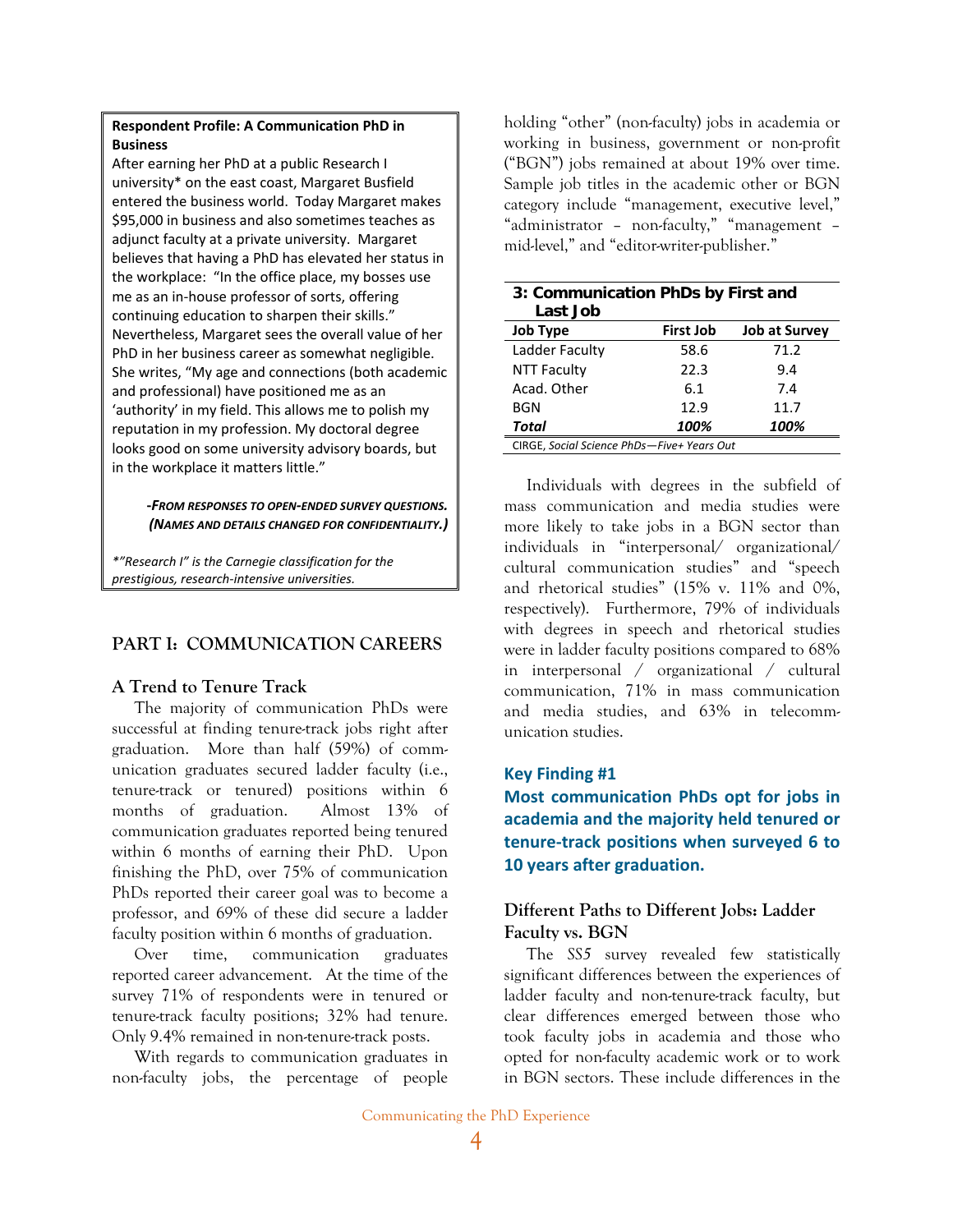**Respondent Profile: A Communication PhD in Business**

After earning her PhD at a public Research I university* on the east coast, Margaret Busfield entered the business world. Today Margaret makes $95,000 in business and also sometimes teaches as adjunct faculty at a private university. Margaret believes that having a PhD has elevated her status in the workplace: "In the office place, my bosses use me as an in-house professor of sorts, offering continuing education to sharpen their skills." Nevertheless, Margaret sees the overall value of her PhD in her business career as somewhat negligible. She writes, "My age and connections (both academic and professional) have positioned me as an 'authority' in my field. This allows me to polish my reputation in my profession. My doctoral degree looks good on some university advisory boards, but in the workplace it matters little."

***-From responses to open-ended survey questions. (Names and details changed for confidentiality.)***

*\*"Research I" is the Carnegie classification for the prestigious, research-intensive universities.*

## PART I: COMMUNICATION CAREERS

### A Trend to Tenure Track

The majority of communication PhDs were successful at finding tenure-track jobs right after graduation. More than half (59%) of communication graduates secured ladder faculty (i.e., tenure-track or tenured) positions within 6 months of graduation. Almost 13% of communication graduates reported being tenured within 6 months of earning their PhD. Upon finishing the PhD, over 75% of communication PhDs reported their career goal was to become a professor, and 69% of these did secure a ladder faculty position within 6 months of graduation.

Over time, communication graduates reported career advancement. At the time of the survey 71% of respondents were in tenured or tenure-track faculty positions; 32% had tenure. Only 9.4% remained in non-tenure-track posts.

With regards to communication graduates in non-faculty jobs, the percentage of people holding "other" (non-faculty) jobs in academia or working in business, government or non-profit ("BGN") jobs remained at about 19% over time. Sample job titles in the academic other or BGN category include "management, executive level," "administrator – non-faculty," "management – mid-level," and "editor-writer-publisher."

**3: Communication PhDs by First and Last Job**

| Job Type | First Job | Job at Survey |
|---|---|---|
| Ladder Faculty | 58.6 | 71.2 |
| NTT Faculty | 22.3 | 9.4 |
| Acad. Other | 6.1 | 7.4 |
| BGN | 12.9 | 11.7 |
| ***Total*** | ***100%*** | ***100%*** |

CIRGE, *Social Science PhDs—Five+ Years Out*

Individuals with degrees in the subfield of mass communication and media studies were more likely to take jobs in a BGN sector than individuals in "interpersonal/ organizational/ cultural communication studies" and "speech and rhetorical studies" (15% v. 11% and 0%, respectively). Furthermore, 79% of individuals with degrees in speech and rhetorical studies were in ladder faculty positions compared to 68% in interpersonal / organizational / cultural communication, 71% in mass communication and media studies, and 63% in telecommunication studies.

**Key Finding #1**

**Most communication PhDs opt for jobs in academia and the majority held tenured or tenure-track positions when surveyed 6 to 10 years after graduation.**

### Different Paths to Different Jobs: Ladder Faculty vs. BGN

The *SS5* survey revealed few statistically significant differences between the experiences of ladder faculty and non-tenure-track faculty, but clear differences emerged between those who took faculty jobs in academia and those who opted for non-faculty academic work or to work in BGN sectors. These include differences in the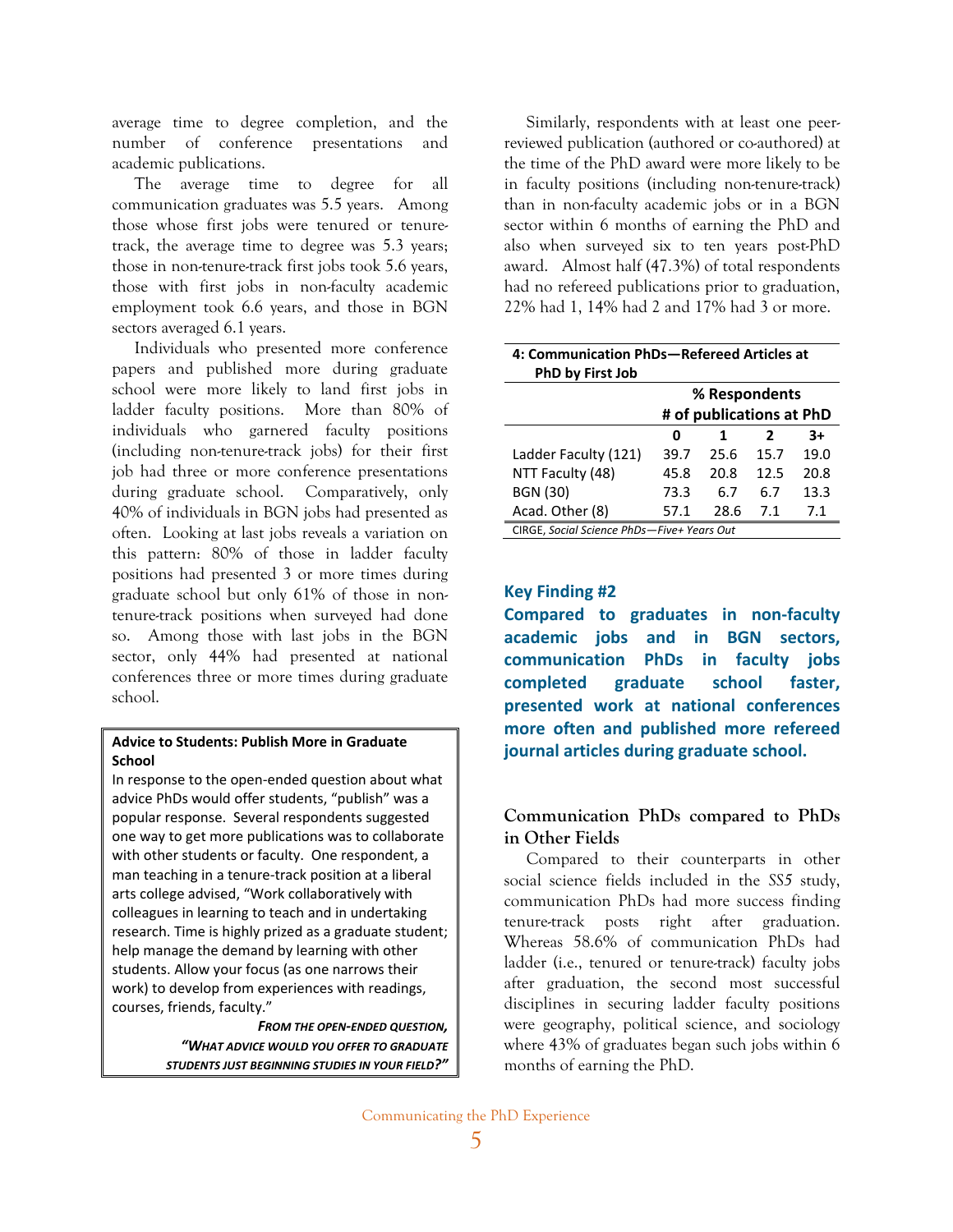average time to degree completion, and the number of conference presentations and academic publications.

The average time to degree for all communication graduates was 5.5 years. Among those whose first jobs were tenured or tenure-track, the average time to degree was 5.3 years; those in non-tenure-track first jobs took 5.6 years, those with first jobs in non-faculty academic employment took 6.6 years, and those in BGN sectors averaged 6.1 years.

Individuals who presented more conference papers and published more during graduate school were more likely to land first jobs in ladder faculty positions. More than 80% of individuals who garnered faculty positions (including non-tenure-track jobs) for their first job had three or more conference presentations during graduate school. Comparatively, only 40% of individuals in BGN jobs had presented as often. Looking at last jobs reveals a variation on this pattern: 80% of those in ladder faculty positions had presented 3 or more times during graduate school but only 61% of those in non-tenure-track positions when surveyed had done so. Among those with last jobs in the BGN sector, only 44% had presented at national conferences three or more times during graduate school.

**Advice to Students: Publish More in Graduate School**

In response to the open-ended question about what advice PhDs would offer students, "publish" was a popular response. Several respondents suggested one way to get more publications was to collaborate with other students or faculty. One respondent, a man teaching in a tenure-track position at a liberal arts college advised, "Work collaboratively with colleagues in learning to teach and in undertaking research. Time is highly prized as a graduate student; help manage the demand by learning with other students. Allow your focus (as one narrows their work) to develop from experiences with readings, courses, friends, faculty."

***From the open-ended question, "What advice would you offer to graduate students just beginning studies in your field?"***

Similarly, respondents with at least one peer-reviewed publication (authored or co-authored) at the time of the PhD award were more likely to be in faculty positions (including non-tenure-track) than in non-faculty academic jobs or in a BGN sector within 6 months of earning the PhD and also when surveyed six to ten years post-PhD award. Almost half (47.3%) of total respondents had no refereed publications prior to graduation, 22% had 1, 14% had 2 and 17% had 3 or more.

**4: Communication PhDs—Refereed Articles at PhD by First Job**

| | % Respondents | | | |
|---|---|---|---|---|
| | # of publications at PhD | | | |
| | **0** | **1** | **2** | **3+** |
| Ladder Faculty (121) | 39.7 | 25.6 | 15.7 | 19.0 |
| NTT Faculty (48) | 45.8 | 20.8 | 12.5 | 20.8 |
| BGN (30) | 73.3 | 6.7 | 6.7 | 13.3 |
| Acad. Other (8) | 57.1 | 28.6 | 7.1 | 7.1 |

CIRGE, *Social Science PhDs—Five+ Years Out*

**Key Finding #2**

**Compared to graduates in non-faculty academic jobs and in BGN sectors, communication PhDs in faculty jobs completed graduate school faster, presented work at national conferences more often and published more refereed journal articles during graduate school.**

## Communication PhDs compared to PhDs in Other Fields

Compared to their counterparts in other social science fields included in the *SS5* study, communication PhDs had more success finding tenure-track posts right after graduation. Whereas 58.6% of communication PhDs had ladder (i.e., tenured or tenure-track) faculty jobs after graduation, the second most successful disciplines in securing ladder faculty positions were geography, political science, and sociology where 43% of graduates began such jobs within 6 months of earning the PhD.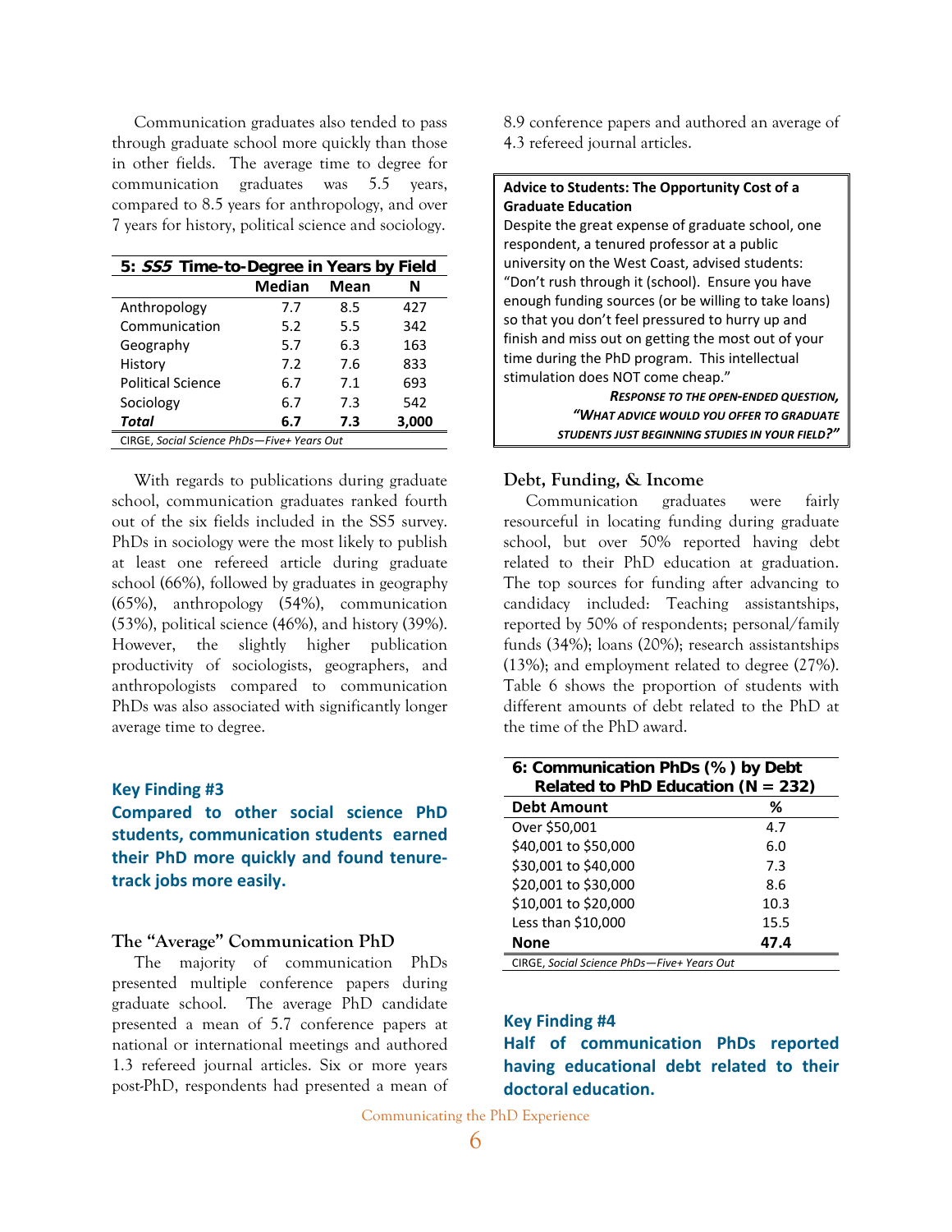Communication graduates also tended to pass through graduate school more quickly than those in other fields. The average time to degree for communication graduates was 5.5 years, compared to 8.5 years for anthropology, and over 7 years for history, political science and sociology.

| 5: *SS5* Time-to-Degree in Years by Field | Median | Mean | N |
|---|---|---|---|
| Anthropology | 7.7 | 8.5 | 427 |
| Communication | 5.2 | 5.5 | 342 |
| Geography | 5.7 | 6.3 | 163 |
| History | 7.2 | 7.6 | 833 |
| Political Science | 6.7 | 7.1 | 693 |
| Sociology | 6.7 | 7.3 | 542 |
| ***Total*** | **6.7** | **7.3** | **3,000** |

CIRGE, *Social Science PhDs—Five+ Years Out*

With regards to publications during graduate school, communication graduates ranked fourth out of the six fields included in the SS5 survey. PhDs in sociology were the most likely to publish at least one refereed article during graduate school (66%), followed by graduates in geography (65%), anthropology (54%), communication (53%), political science (46%), and history (39%). However, the slightly higher publication productivity of sociologists, geographers, and anthropologists compared to communication PhDs was also associated with significantly longer average time to degree.

### Key Finding #3

**Compared to other social science PhD students, communication students earned their PhD more quickly and found tenure-track jobs more easily.**

## The "Average" Communication PhD

The majority of communication PhDs presented multiple conference papers during graduate school. The average PhD candidate presented a mean of 5.7 conference papers at national or international meetings and authored 1.3 refereed journal articles. Six or more years post-PhD, respondents had presented a mean of 8.9 conference papers and authored an average of 4.3 refereed journal articles.

> **Advice to Students: The Opportunity Cost of a Graduate Education**
>
> Despite the great expense of graduate school, one respondent, a tenured professor at a public university on the West Coast, advised students: "Don't rush through it (school). Ensure you have enough funding sources (or be willing to take loans) so that you don't feel pressured to hurry up and finish and miss out on getting the most out of your time during the PhD program. This intellectual stimulation does NOT come cheap."
>
> ***Response to the open-ended question, "What advice would you offer to graduate students just beginning studies in your field?"***

## Debt, Funding, & Income

Communication graduates were fairly resourceful in locating funding during graduate school, but over 50% reported having debt related to their PhD education at graduation. The top sources for funding after advancing to candidacy included: Teaching assistantships, reported by 50% of respondents; personal/family funds (34%); loans (20%); research assistantships (13%); and employment related to degree (27%). Table 6 shows the proportion of students with different amounts of debt related to the PhD at the time of the PhD award.

**6: Communication PhDs (%) by Debt Related to PhD Education (N = 232)**

| Debt Amount | % |
|---|---|
| Over $50,001 | 4.7 |
| $40,001 to $50,000 | 6.0 |
| $30,001 to $40,000 | 7.3 |
| $20,001 to $30,000 | 8.6 |
| $10,001 to $20,000 | 10.3 |
| Less than $10,000 | 15.5 |
| **None** | **47.4** |

CIRGE, *Social Science PhDs—Five+ Years Out*

### Key Finding #4

**Half of communication PhDs reported having educational debt related to their doctoral education.**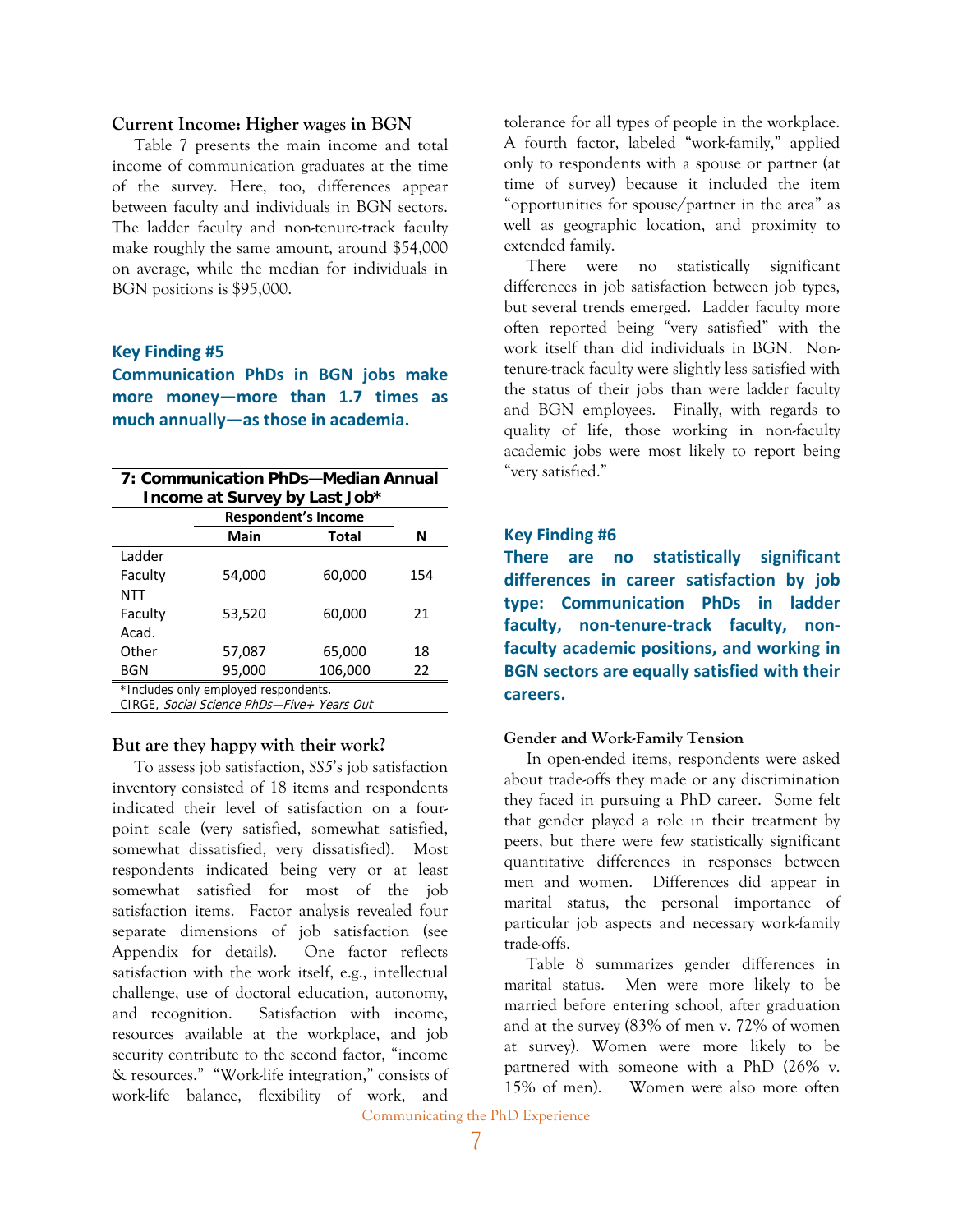### Current Income: Higher wages in BGN

Table 7 presents the main income and total income of communication graduates at the time of the survey. Here, too, differences appear between faculty and individuals in BGN sectors. The ladder faculty and non-tenure-track faculty make roughly the same amount, around $54,000 on average, while the median for individuals in BGN positions is $95,000.

**Key Finding #5**

**Communication PhDs in BGN jobs make more money—more than 1.7 times as much annually—as those in academia.**

**7: Communication PhDs—Median Annual Income at Survey by Last Job***

| | Respondent's Income | | |
|---|---|---|---|
| | Main | Total | N |
| Ladder Faculty | 54,000 | 60,000 | 154 |
| NTT Faculty | 53,520 | 60,000 | 21 |
| Acad. Other | 57,087 | 65,000 | 18 |
| BGN | 95,000 | 106,000 | 22 |

*Includes only employed respondents.
CIRGE, *Social Science PhDs—Five+ Years Out*

### But are they happy with their work?

To assess job satisfaction, *SS5*'s job satisfaction inventory consisted of 18 items and respondents indicated their level of satisfaction on a four-point scale (very satisfied, somewhat satisfied, somewhat dissatisfied, very dissatisfied). Most respondents indicated being very or at least somewhat satisfied for most of the job satisfaction items. Factor analysis revealed four separate dimensions of job satisfaction (see Appendix for details). One factor reflects satisfaction with the work itself, e.g., intellectual challenge, use of doctoral education, autonomy, and recognition. Satisfaction with income, resources available at the workplace, and job security contribute to the second factor, "income & resources." "Work-life integration," consists of work-life balance, flexibility of work, and tolerance for all types of people in the workplace. A fourth factor, labeled "work-family," applied only to respondents with a spouse or partner (at time of survey) because it included the item "opportunities for spouse/partner in the area" as well as geographic location, and proximity to extended family.

There were no statistically significant differences in job satisfaction between job types, but several trends emerged. Ladder faculty more often reported being "very satisfied" with the work itself than did individuals in BGN. Non-tenure-track faculty were slightly less satisfied with the status of their jobs than were ladder faculty and BGN employees. Finally, with regards to quality of life, those working in non-faculty academic jobs were most likely to report being "very satisfied."

**Key Finding #6**

**There are no statistically significant differences in career satisfaction by job type: Communication PhDs in ladder faculty, non-tenure-track faculty, non-faculty academic positions, and working in BGN sectors are equally satisfied with their careers.**

### Gender and Work-Family Tension

In open-ended items, respondents were asked about trade-offs they made or any discrimination they faced in pursuing a PhD career. Some felt that gender played a role in their treatment by peers, but there were few statistically significant quantitative differences in responses between men and women. Differences did appear in marital status, the personal importance of particular job aspects and necessary work-family trade-offs.

Table 8 summarizes gender differences in marital status. Men were more likely to be married before entering school, after graduation and at the survey (83% of men v. 72% of women at survey). Women were more likely to be partnered with someone with a PhD (26% v. 15% of men). Women were also more often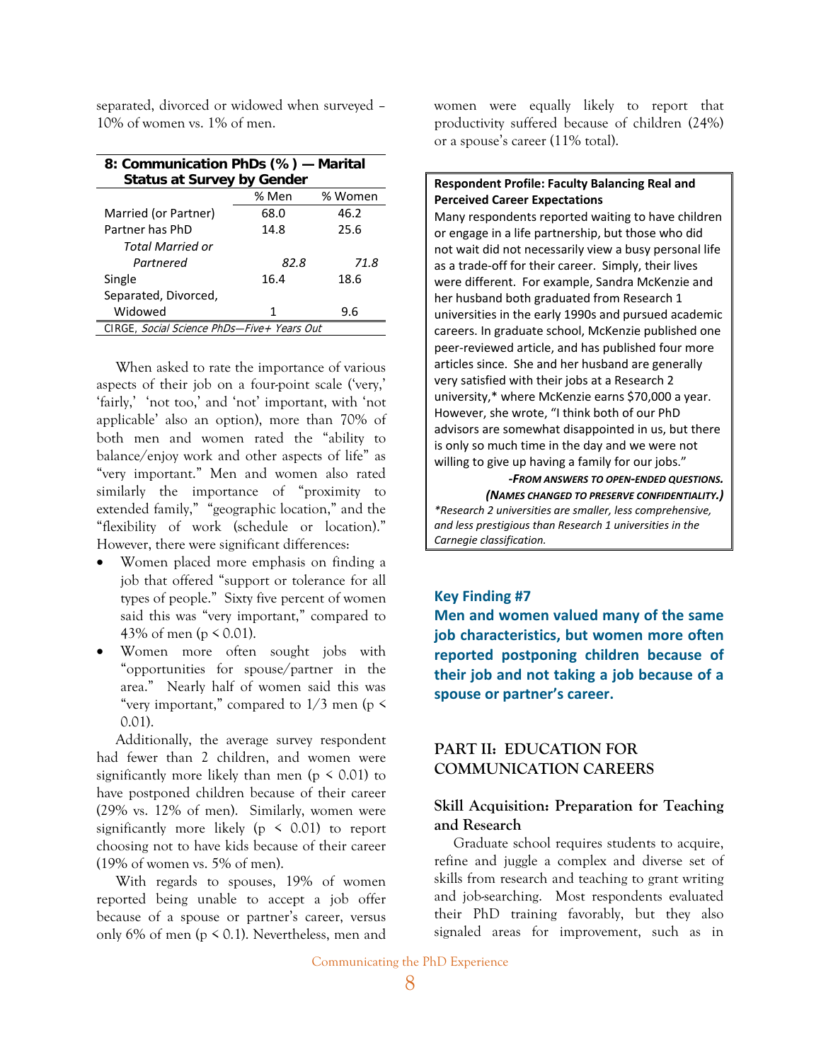separated, divorced or widowed when surveyed – 10% of women vs. 1% of men.

**8: Communication PhDs (%) — Marital Status at Survey by Gender**

| | % Men | % Women |
|---|---|---|
| Married (or Partner) | 68.0 | 46.2 |
| Partner has PhD | 14.8 | 25.6 |
| *Total Married or Partnered* | *82.8* | *71.8* |
| Single | 16.4 | 18.6 |
| Separated, Divorced, Widowed | 1 | 9.6 |

CIRGE, *Social Science PhDs—Five+ Years Out*

When asked to rate the importance of various aspects of their job on a four-point scale ('very,' 'fairly,' 'not too,' and 'not' important, with 'not applicable' also an option), more than 70% of both men and women rated the "ability to balance/enjoy work and other aspects of life" as "very important." Men and women also rated similarly the importance of "proximity to extended family," "geographic location," and the "flexibility of work (schedule or location)." However, there were significant differences:

- Women placed more emphasis on finding a job that offered "support or tolerance for all types of people." Sixty five percent of women said this was "very important," compared to 43% of men ($p < 0.01$).
- Women more often sought jobs with "opportunities for spouse/partner in the area." Nearly half of women said this was "very important," compared to 1/3 men ($p < 0.01$).

Additionally, the average survey respondent had fewer than 2 children, and women were significantly more likely than men ($p < 0.01$) to have postponed children because of their career (29% vs. 12% of men). Similarly, women were significantly more likely ($p < 0.01$) to report choosing not to have kids because of their career (19% of women vs. 5% of men).

With regards to spouses, 19% of women reported being unable to accept a job offer because of a spouse or partner's career, versus only 6% of men ($p < 0.1$). Nevertheless, men and women were equally likely to report that productivity suffered because of children (24%) or a spouse's career (11% total).

**Respondent Profile: Faculty Balancing Real and Perceived Career Expectations**

Many respondents reported waiting to have children or engage in a life partnership, but those who did not wait did not necessarily view a busy personal life as a trade-off for their career. Simply, their lives were different. For example, Sandra McKenzie and her husband both graduated from Research 1 universities in the early 1990s and pursued academic careers. In graduate school, McKenzie published one peer-reviewed article, and has published four more articles since. She and her husband are generally very satisfied with their jobs at a Research 2 university,* where McKenzie earns $70,000 a year. However, she wrote, "I think both of our PhD advisors are somewhat disappointed in us, but there is only so much time in the day and we were not willing to give up having a family for our jobs."

***-From answers to open-ended questions.***
***(Names changed to preserve confidentiality.)***

*\*Research 2 universities are smaller, less comprehensive, and less prestigious than Research 1 universities in the Carnegie classification.*

**Key Finding #7**

**Men and women valued many of the same job characteristics, but women more often reported postponing children because of their job and not taking a job because of a spouse or partner's career.**

## PART II: EDUCATION FOR COMMUNICATION CAREERS

### Skill Acquisition: Preparation for Teaching and Research

Graduate school requires students to acquire, refine and juggle a complex and diverse set of skills from research and teaching to grant writing and job-searching. Most respondents evaluated their PhD training favorably, but they also signaled areas for improvement, such as in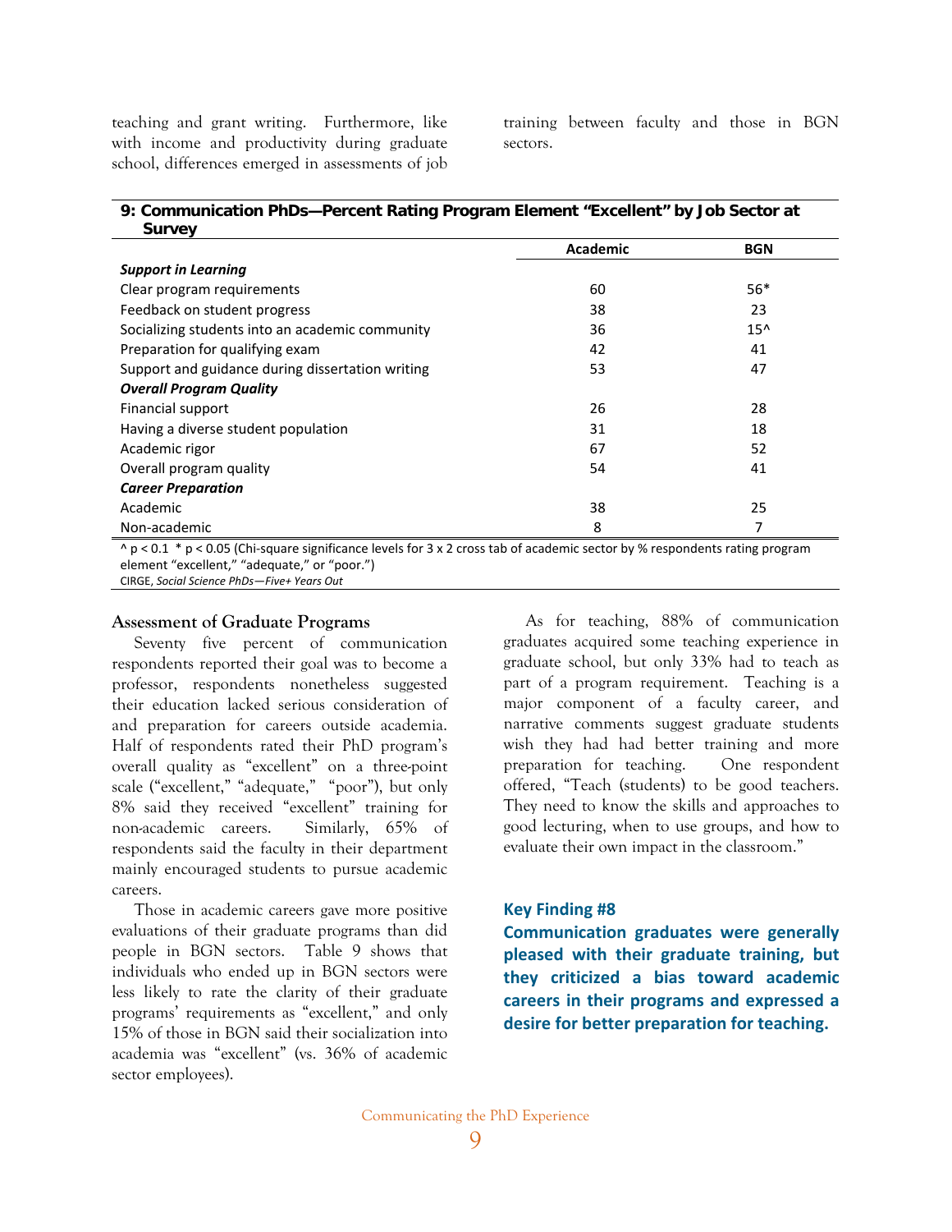teaching and grant writing. Furthermore, like with income and productivity during graduate school, differences emerged in assessments of job training between faculty and those in BGN sectors.

**9: Communication PhDs—Percent Rating Program Element "Excellent" by Job Sector at Survey**

| | Academic | BGN |
|---|---|---|
| ***Support in Learning*** | | |
| Clear program requirements | 60 | 56* |
| Feedback on student progress | 38 | 23 |
| Socializing students into an academic community | 36 | 15^ |
| Preparation for qualifying exam | 42 | 41 |
| Support and guidance during dissertation writing | 53 | 47 |
| ***Overall Program Quality*** | | |
| Financial support | 26 | 28 |
| Having a diverse student population | 31 | 18 |
| Academic rigor | 67 | 52 |
| Overall program quality | 54 | 41 |
| ***Career Preparation*** | | |
| Academic | 38 | 25 |
| Non-academic | 8 | 7 |

^ $p < 0.1$ * $p < 0.05$ (Chi-square significance levels for 3 x 2 cross tab of academic sector by % respondents rating program element "excellent," "adequate," or "poor.")

CIRGE, *Social Science PhDs—Five+ Years Out*

### Assessment of Graduate Programs

Seventy five percent of communication respondents reported their goal was to become a professor, respondents nonetheless suggested their education lacked serious consideration of and preparation for careers outside academia. Half of respondents rated their PhD program's overall quality as "excellent" on a three-point scale ("excellent," "adequate," "poor"), but only 8% said they received "excellent" training for non-academic careers. Similarly, 65% of respondents said the faculty in their department mainly encouraged students to pursue academic careers.

Those in academic careers gave more positive evaluations of their graduate programs than did people in BGN sectors. Table 9 shows that individuals who ended up in BGN sectors were less likely to rate the clarity of their graduate programs' requirements as "excellent," and only 15% of those in BGN said their socialization into academia was "excellent" (vs. 36% of academic sector employees).

As for teaching, 88% of communication graduates acquired some teaching experience in graduate school, but only 33% had to teach as part of a program requirement. Teaching is a major component of a faculty career, and narrative comments suggest graduate students wish they had had better training and more preparation for teaching. One respondent offered, "Teach (students) to be good teachers. They need to know the skills and approaches to good lecturing, when to use groups, and how to evaluate their own impact in the classroom."

**Key Finding #8**

**Communication graduates were generally pleased with their graduate training, but they criticized a bias toward academic careers in their programs and expressed a desire for better preparation for teaching.**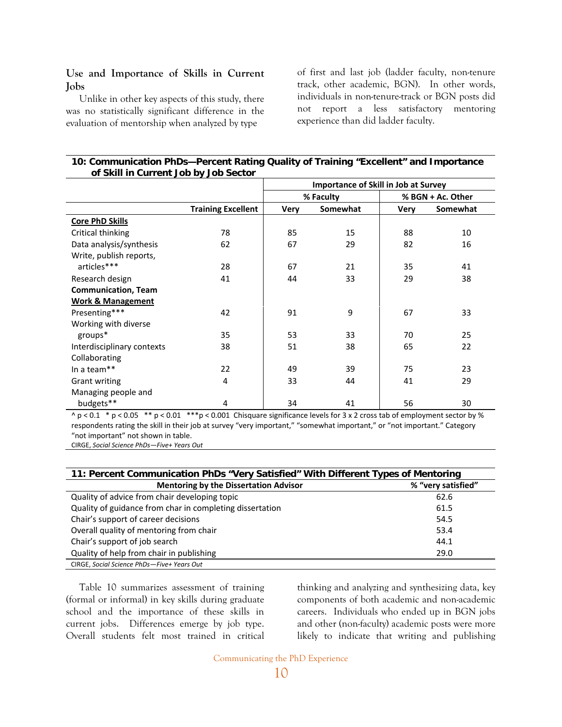### Use and Importance of Skills in Current Jobs

Unlike in other key aspects of this study, there was no statistically significant difference in the evaluation of mentorship when analyzed by type of first and last job (ladder faculty, non-tenure track, other academic, BGN). In other words, individuals in non-tenure-track or BGN posts did not report a less satisfactory mentoring experience than did ladder faculty.

**10: Communication PhDs—Percent Rating Quality of Training "Excellent" and Importance of Skill in Current Job by Job Sector**

| | | Importance of Skill in Job at Survey | | | |
|---|---|---|---|---|---|
| | | % Faculty | | % BGN + Ac. Other | |
| | Training Excellent | Very | Somewhat | Very | Somewhat |
| **Core PhD Skills** | | | | | |
| Critical thinking | 78 | 85 | 15 | 88 | 10 |
| Data analysis/synthesis | 62 | 67 | 29 | 82 | 16 |
| Write, publish reports, articles*** | 28 | 67 | 21 | 35 | 41 |
| Research design | 41 | 44 | 33 | 29 | 38 |
| **Communication, Team Work & Management** | | | | | |
| Presenting*** | 42 | 91 | 9 | 67 | 33 |
| Working with diverse groups* | 35 | 53 | 33 | 70 | 25 |
| Interdisciplinary contexts | 38 | 51 | 38 | 65 | 22 |
| Collaborating In a team** | 22 | 49 | 39 | 75 | 23 |
| Grant writing | 4 | 33 | 44 | 41 | 29 |
| Managing people and budgets** | 4 | 34 | 41 | 56 | 30 |

^ $p < 0.1$ * $p < 0.05$ ** $p < 0.01$ *** $p < 0.001$ Chisquare significance levels for 3 x 2 cross tab of employment sector by % respondents rating the skill in their job at survey "very important," "somewhat important," or "not important." Category "not important" not shown in table.

CIRGE, *Social Science PhDs—Five+ Years Out*

**11: Percent Communication PhDs "Very Satisfied" With Different Types of Mentoring**

| Mentoring by the Dissertation Advisor | % "very satisfied" |
|---|---|
| Quality of advice from chair developing topic | 62.6 |
| Quality of guidance from char in completing dissertation | 61.5 |
| Chair's support of career decisions | 54.5 |
| Overall quality of mentoring from chair | 53.4 |
| Chair's support of job search | 44.1 |
| Quality of help from chair in publishing | 29.0 |

CIRGE, *Social Science PhDs—Five+ Years Out*

Table 10 summarizes assessment of training (formal or informal) in key skills during graduate school and the importance of these skills in current jobs. Differences emerge by job type. Overall students felt most trained in critical thinking and analyzing and synthesizing data, key components of both academic and non-academic careers. Individuals who ended up in BGN jobs and other (non-faculty) academic posts were more likely to indicate that writing and publishing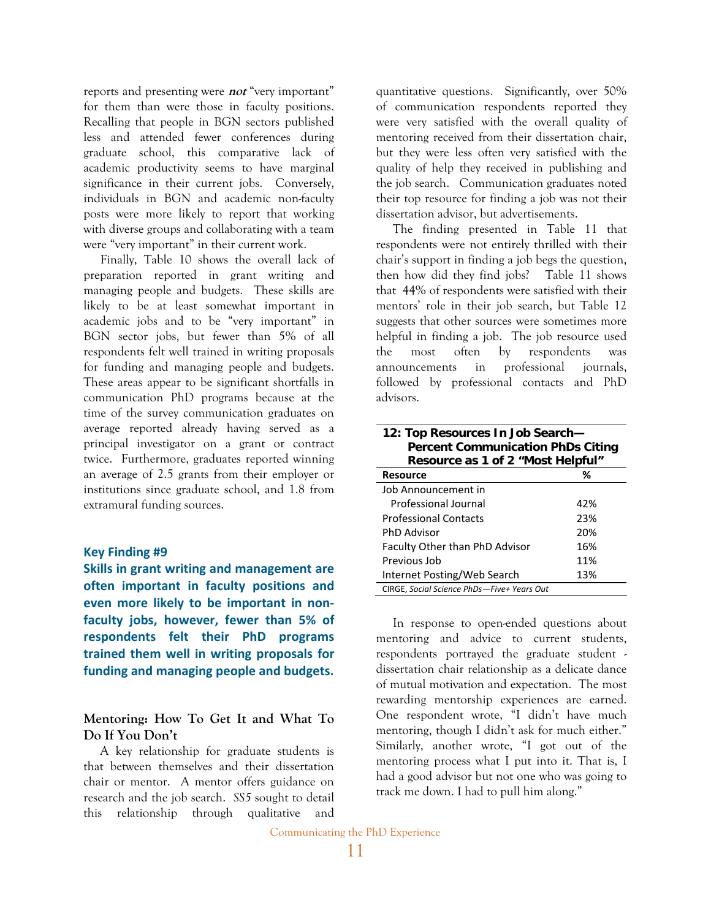reports and presenting were ***not*** "very important" for them than were those in faculty positions. Recalling that people in BGN sectors published less and attended fewer conferences during graduate school, this comparative lack of academic productivity seems to have marginal significance in their current jobs. Conversely, individuals in BGN and academic non-faculty posts were more likely to report that working with diverse groups and collaborating with a team were "very important" in their current work.

Finally, Table 10 shows the overall lack of preparation reported in grant writing and managing people and budgets. These skills are likely to be at least somewhat important in academic jobs and to be "very important" in BGN sector jobs, but fewer than 5% of all respondents felt well trained in writing proposals for funding and managing people and budgets. These areas appear to be significant shortfalls in communication PhD programs because at the time of the survey communication graduates on average reported already having served as a principal investigator on a grant or contract twice. Furthermore, graduates reported winning an average of 2.5 grants from their employer or institutions since graduate school, and 1.8 from extramural funding sources.

### Key Finding #9

**Skills in grant writing and management are often important in faculty positions and even more likely to be important in non-faculty jobs, however, fewer than 5% of respondents felt their PhD programs trained them well in writing proposals for funding and managing people and budgets.**

## Mentoring: How To Get It and What To Do If You Don't

A key relationship for graduate students is that between themselves and their dissertation chair or mentor. A mentor offers guidance on research and the job search. *SS5* sought to detail this relationship through qualitative and quantitative questions. Significantly, over 50% of communication respondents reported they were very satisfied with the overall quality of mentoring received from their dissertation chair, but they were less often very satisfied with the quality of help they received in publishing and the job search. Communication graduates noted their top resource for finding a job was not their dissertation advisor, but advertisements.

The finding presented in Table 11 that respondents were not entirely thrilled with their chair's support in finding a job begs the question, then how did they find jobs? Table 11 shows that 44% of respondents were satisfied with their mentors' role in their job search, but Table 12 suggests that other sources were sometimes more helpful in finding a job. The job resource used the most often by respondents was announcements in professional journals, followed by professional contacts and PhD advisors.

**12: Top Resources In Job Search—Percent Communication PhDs Citing Resource as 1 of 2 "Most Helpful"**

| Resource | % |
|---|---|
| Job Announcement in Professional Journal | 42% |
| Professional Contacts | 23% |
| PhD Advisor | 20% |
| Faculty Other than PhD Advisor | 16% |
| Previous Job | 11% |
| Internet Posting/Web Search | 13% |

CIRGE, *Social Science PhDs—Five+ Years Out*

In response to open-ended questions about mentoring and advice to current students, respondents portrayed the graduate student - dissertation chair relationship as a delicate dance of mutual motivation and expectation. The most rewarding mentorship experiences are earned. One respondent wrote, "I didn't have much mentoring, though I didn't ask for much either." Similarly, another wrote, "I got out of the mentoring process what I put into it. That is, I had a good advisor but not one who was going to track me down. I had to pull him along."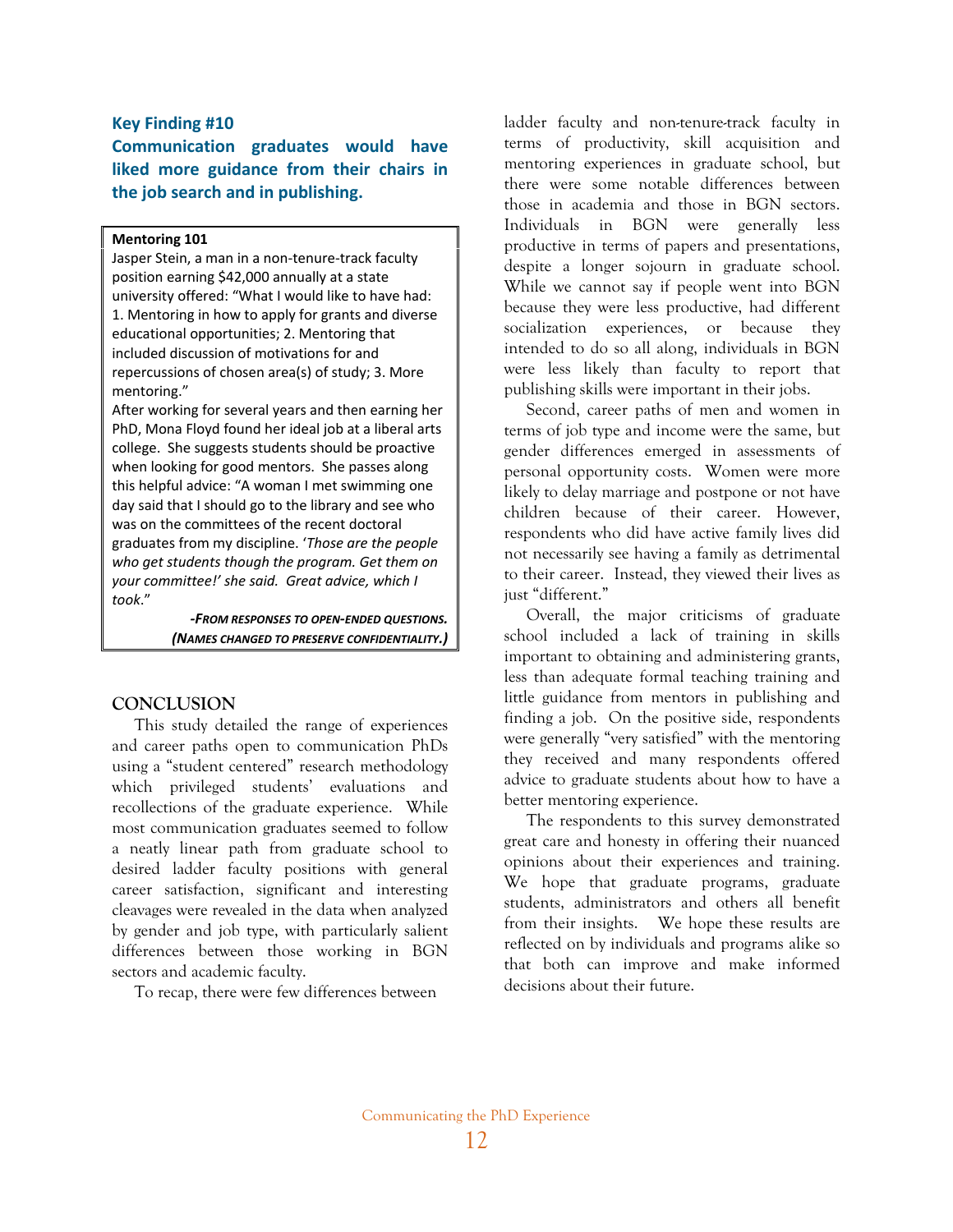### Key Finding #10

### Communication graduates would have liked more guidance from their chairs in the job search and in publishing.

> **Mentoring 101**
>
> Jasper Stein, a man in a non-tenure-track faculty position earning $42,000 annually at a state university offered: "What I would like to have had: 1. Mentoring in how to apply for grants and diverse educational opportunities; 2. Mentoring that included discussion of motivations for and repercussions of chosen area(s) of study; 3. More mentoring."
>
> After working for several years and then earning her PhD, Mona Floyd found her ideal job at a liberal arts college. She suggests students should be proactive when looking for good mentors. She passes along this helpful advice: "A woman I met swimming one day said that I should go to the library and see who was on the committees of the recent doctoral graduates from my discipline. '*Those are the people who get students though the program. Get them on your committee!' she said. Great advice, which I took*."
>
> ***-From responses to open-ended questions. (Names changed to preserve confidentiality.)***

## CONCLUSION

This study detailed the range of experiences and career paths open to communication PhDs using a "student centered" research methodology which privileged students' evaluations and recollections of the graduate experience. While most communication graduates seemed to follow a neatly linear path from graduate school to desired ladder faculty positions with general career satisfaction, significant and interesting cleavages were revealed in the data when analyzed by gender and job type, with particularly salient differences between those working in BGN sectors and academic faculty.

To recap, there were few differences between ladder faculty and non-tenure-track faculty in terms of productivity, skill acquisition and mentoring experiences in graduate school, but there were some notable differences between those in academia and those in BGN sectors. Individuals in BGN were generally less productive in terms of papers and presentations, despite a longer sojourn in graduate school. While we cannot say if people went into BGN because they were less productive, had different socialization experiences, or because they intended to do so all along, individuals in BGN were less likely than faculty to report that publishing skills were important in their jobs.

Second, career paths of men and women in terms of job type and income were the same, but gender differences emerged in assessments of personal opportunity costs. Women were more likely to delay marriage and postpone or not have children because of their career. However, respondents who did have active family lives did not necessarily see having a family as detrimental to their career. Instead, they viewed their lives as just "different."

Overall, the major criticisms of graduate school included a lack of training in skills important to obtaining and administering grants, less than adequate formal teaching training and little guidance from mentors in publishing and finding a job. On the positive side, respondents were generally "very satisfied" with the mentoring they received and many respondents offered advice to graduate students about how to have a better mentoring experience.

The respondents to this survey demonstrated great care and honesty in offering their nuanced opinions about their experiences and training. We hope that graduate programs, graduate students, administrators and others all benefit from their insights. We hope these results are reflected on by individuals and programs alike so that both can improve and make informed decisions about their future.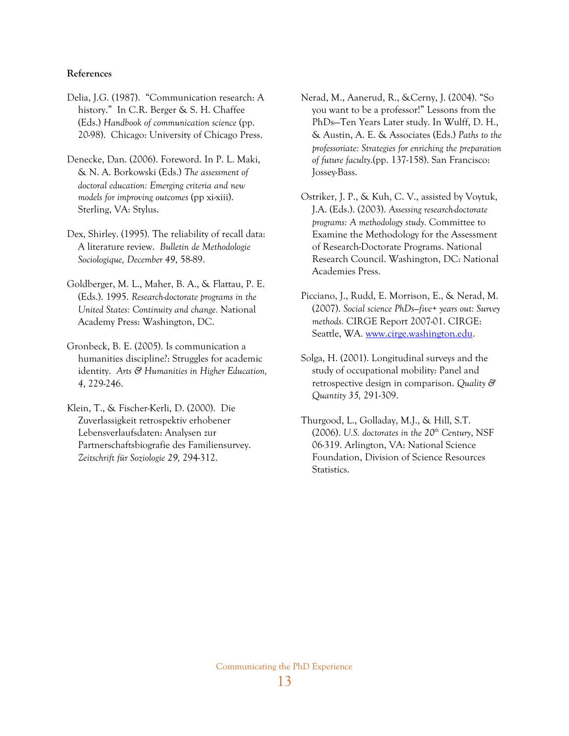**References**

Delia, J.G. (1987). "Communication research: A history." In C.R. Berger & S. H. Chaffee (Eds.) *Handbook of communication science* (pp. 20-98). Chicago: University of Chicago Press.

Denecke, Dan. (2006). Foreword. In P. L. Maki, & N. A. Borkowski (Eds.) *The assessment of doctoral education: Emerging criteria and new models for improving outcomes* (pp xi-xiii). Sterling, VA: Stylus.

Dex, Shirley. (1995). The reliability of recall data: A literature review. *Bulletin de Methodologie Sociologique, December 49*, 58-89.

Goldberger, M. L., Maher, B. A., & Flattau, P. E. (Eds.). 1995. *Research-doctorate programs in the United States: Continuity and change.* National Academy Press: Washington, DC.

Gronbeck, B. E. (2005). Is communication a humanities discipline?: Struggles for academic identity. *Arts & Humanities in Higher Education, 4*, 229-246.

Klein, T., & Fischer-Kerli, D. (2000). Die Zuverlassigkeit retrospektiv erhobener Lebensverlaufsdaten: Analysen zur Partnerschaftsbiografie des Familiensurvey. *Zeitschrift für Soziologie 29,* 294-312.

Nerad, M., Aanerud, R., &Cerny, J. (2004). "So you want to be a professor!" Lessons from the PhDs—Ten Years Later study. In Wulff, D. H., & Austin, A. E. & Associates (Eds.) *Paths to the professoriate: Strategies for enriching the preparation of future faculty*.(pp. 137-158). San Francisco: Jossey-Bass.

Ostriker, J. P., & Kuh, C. V., assisted by Voytuk, J.A. (Eds.). (2003). *Assessing research-doctorate programs: A methodology study.* Committee to Examine the Methodology for the Assessment of Research-Doctorate Programs. National Research Council. Washington, DC: National Academies Press.

Picciano, J., Rudd, E. Morrison, E., & Nerad, M. (2007). *Social science PhDs—five+ years out: Survey methods.* CIRGE Report 2007-01. CIRGE: Seattle, WA. www.cirge.washington.edu.

Solga, H. (2001). Longitudinal surveys and the study of occupational mobility: Panel and retrospective design in comparison. *Quality & Quantity 35,* 291-309.

Thurgood, L., Golladay, M.J., & Hill, S.T. (2006). *U.S. doctorates in the 20th Century*, NSF 06-319. Arlington, VA: National Science Foundation, Division of Science Resources Statistics.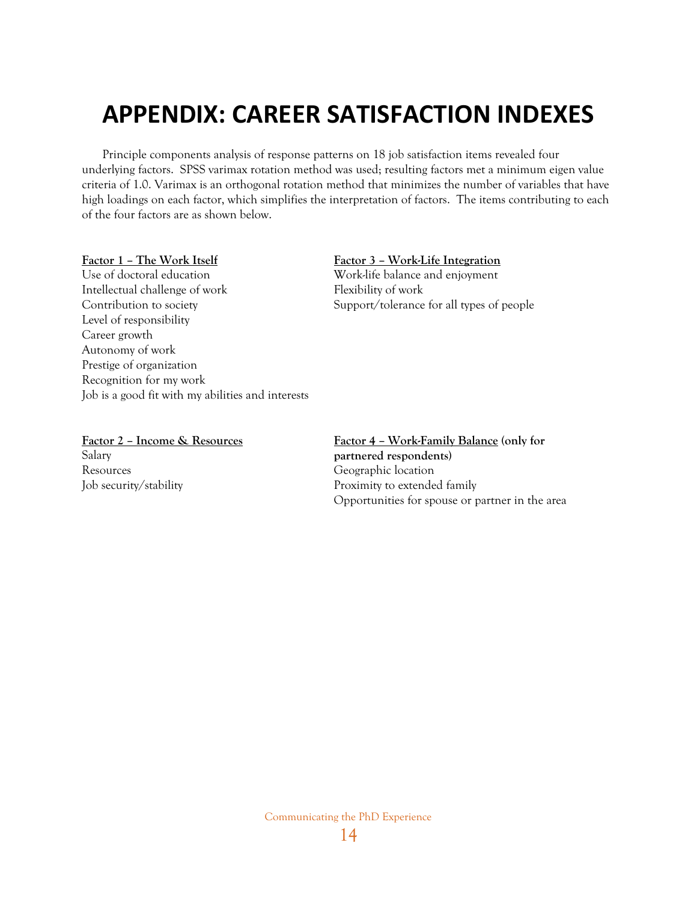# APPENDIX: CAREER SATISFACTION INDEXES

Principle components analysis of response patterns on 18 job satisfaction items revealed four underlying factors. SPSS varimax rotation method was used; resulting factors met a minimum eigen value criteria of 1.0. Varimax is an orthogonal rotation method that minimizes the number of variables that have high loadings on each factor, which simplifies the interpretation of factors. The items contributing to each of the four factors are as shown below.

**Factor 1 – The Work Itself**

Use of doctoral education
Intellectual challenge of work
Contribution to society
Level of responsibility
Career growth
Autonomy of work
Prestige of organization
Recognition for my work
Job is a good fit with my abilities and interests

**Factor 2 – Income & Resources**

Salary
Resources
Job security/stability

**Factor 3 – Work-Life Integration**

Work-life balance and enjoyment
Flexibility of work
Support/tolerance for all types of people

**Factor 4 – Work-Family Balance (only for partnered respondents)**

Geographic location
Proximity to extended family
Opportunities for spouse or partner in the area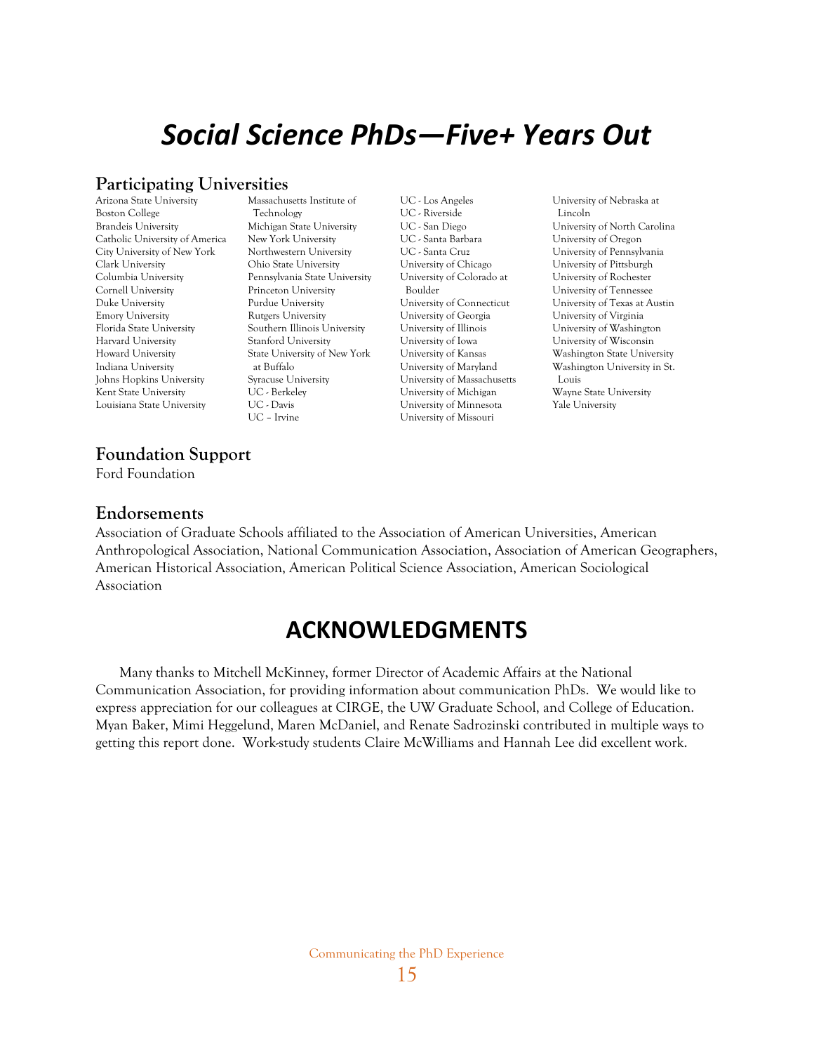# *Social Science PhDs—Five+ Years Out*

## Participating Universities

Arizona State University
Boston College
Brandeis University
Catholic University of America
City University of New York
Clark University
Columbia University
Cornell University
Duke University
Emory University
Florida State University
Harvard University
Howard University
Indiana University
Johns Hopkins University
Kent State University
Louisiana State University
Massachusetts Institute of Technology
Michigan State University
New York University
Northwestern University
Ohio State University
Pennsylvania State University
Princeton University
Purdue University
Rutgers University
Southern Illinois University
Stanford University
State University of New York at Buffalo
Syracuse University
UC - Berkeley
UC - Davis
UC – Irvine
UC - Los Angeles
UC - Riverside
UC - San Diego
UC - Santa Barbara
UC - Santa Cruz
University of Chicago
University of Colorado at Boulder
University of Connecticut
University of Georgia
University of Illinois
University of Iowa
University of Kansas
University of Maryland
University of Massachusetts
University of Michigan
University of Minnesota
University of Missouri
University of Nebraska at Lincoln
University of North Carolina
University of Oregon
University of Pennsylvania
University of Pittsburgh
University of Rochester
University of Tennessee
University of Texas at Austin
University of Virginia
University of Washington
University of Wisconsin
Washington State University
Washington University in St. Louis
Wayne State University
Yale University

## Foundation Support

Ford Foundation

## Endorsements

Association of Graduate Schools affiliated to the Association of American Universities, American Anthropological Association, National Communication Association, Association of American Geographers, American Historical Association, American Political Science Association, American Sociological Association

# ACKNOWLEDGMENTS

Many thanks to Mitchell McKinney, former Director of Academic Affairs at the National Communication Association, for providing information about communication PhDs. We would like to express appreciation for our colleagues at CIRGE, the UW Graduate School, and College of Education. Myan Baker, Mimi Heggelund, Maren McDaniel, and Renate Sadrozinski contributed in multiple ways to getting this report done. Work-study students Claire McWilliams and Hannah Lee did excellent work.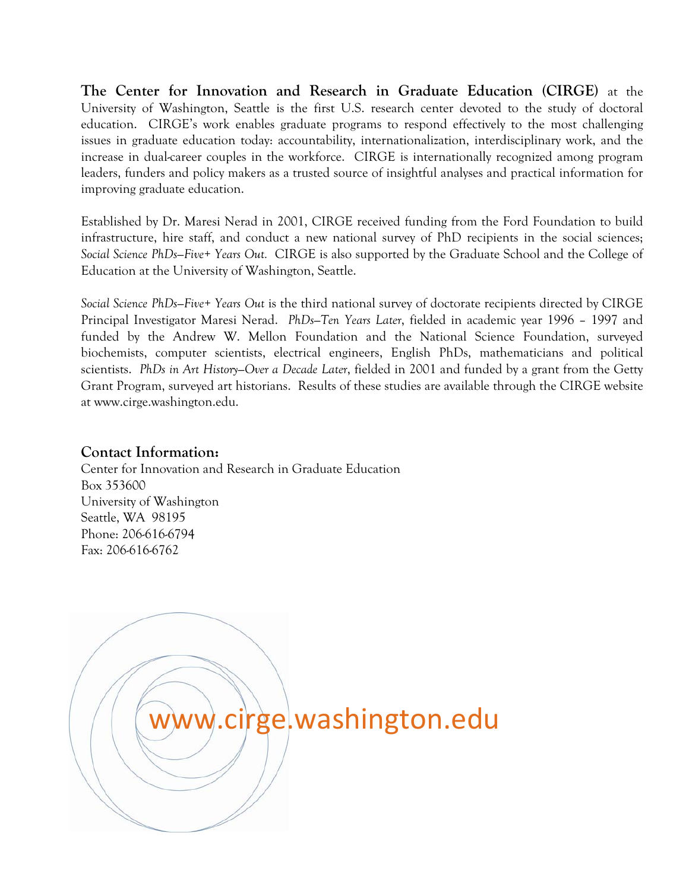**The Center for Innovation and Research in Graduate Education (CIRGE)** at the University of Washington, Seattle is the first U.S. research center devoted to the study of doctoral education. CIRGE's work enables graduate programs to respond effectively to the most challenging issues in graduate education today: accountability, internationalization, interdisciplinary work, and the increase in dual-career couples in the workforce. CIRGE is internationally recognized among program leaders, funders and policy makers as a trusted source of insightful analyses and practical information for improving graduate education.

Established by Dr. Maresi Nerad in 2001, CIRGE received funding from the Ford Foundation to build infrastructure, hire staff, and conduct a new national survey of PhD recipients in the social sciences; *Social Science PhDs—Five+ Years Out.* CIRGE is also supported by the Graduate School and the College of Education at the University of Washington, Seattle.

*Social Science PhDs—Five+ Years Out* is the third national survey of doctorate recipients directed by CIRGE Principal Investigator Maresi Nerad. *PhDs—Ten Years Later*, fielded in academic year 1996 – 1997 and funded by the Andrew W. Mellon Foundation and the National Science Foundation, surveyed biochemists, computer scientists, electrical engineers, English PhDs, mathematicians and political scientists. *PhDs in Art History—Over a Decade Later*, fielded in 2001 and funded by a grant from the Getty Grant Program, surveyed art historians. Results of these studies are available through the CIRGE website at www.cirge.washington.edu.

**Contact Information:**
Center for Innovation and Research in Graduate Education
Box 353600
University of Washington
Seattle, WA 98195
Phone: 206-616-6794
Fax: 206-616-6762

www.cirge.washington.edu